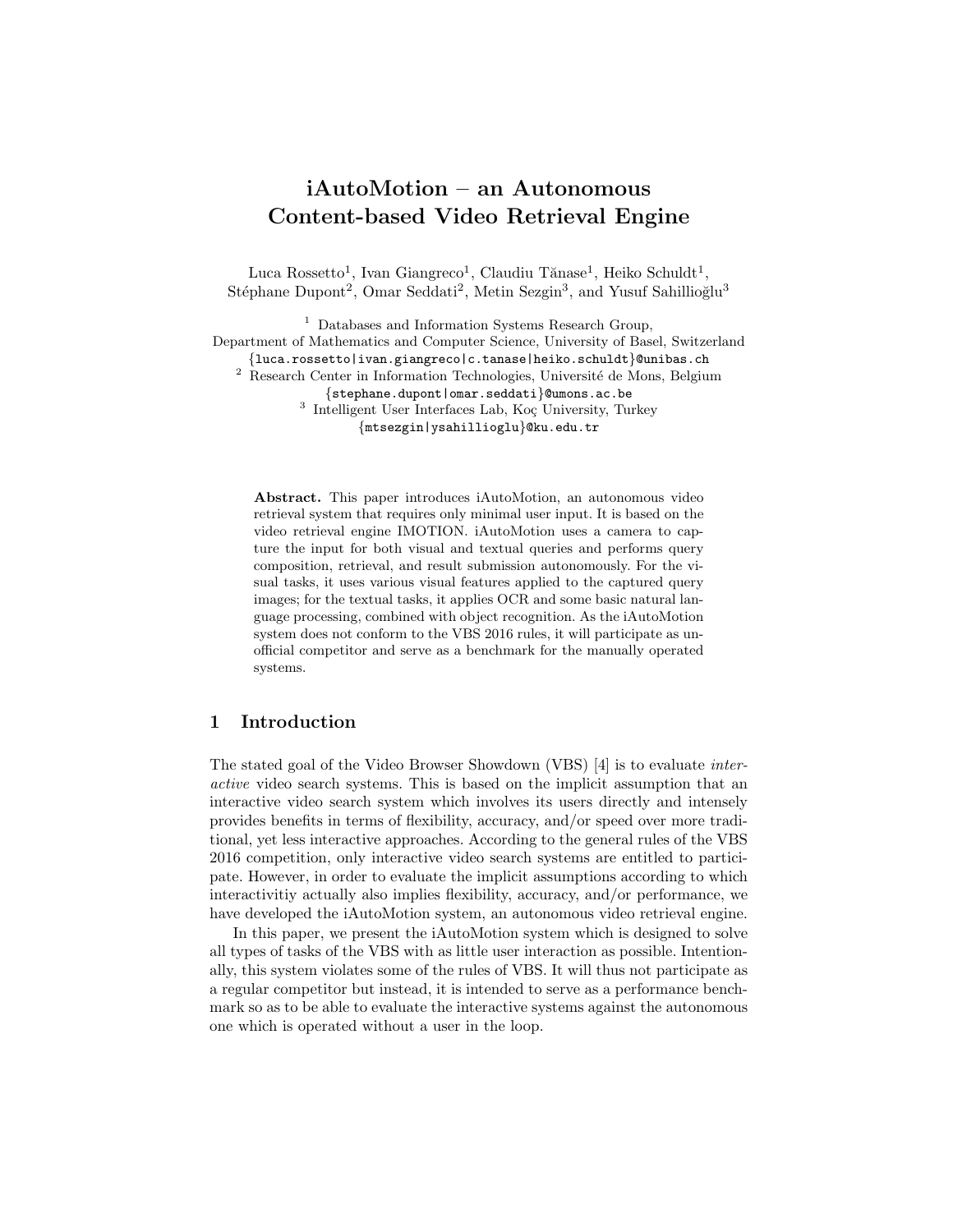# iAutoMotion – an Autonomous Content-based Video Retrieval Engine

Luca Rossetto[1], Ivan Giangreco[1], Claudiu Tănase[1], Heiko Schuldt[1], Stéphane Dupont[2], Omar Seddati[2], Metin Sezgin[3], and Yusuf Sahillioğlu[3]

[1] Databases and Information Systems Research Group,
Department of Mathematics and Computer Science, University of Basel, Switzerland
{luca.rossetto|ivan.giangreco|c.tanase|heiko.schuldt}@unibas.ch

[2] Research Center in Information Technologies, Université de Mons, Belgium
{stephane.dupont|omar.seddati}@umons.ac.be

[3] Intelligent User Interfaces Lab, Koç University, Turkey
{mtsezgin|ysahillioglu}@ku.edu.tr

**Abstract.** This paper introduces iAutoMotion, an autonomous video retrieval system that requires only minimal user input. It is based on the video retrieval engine IMOTION. iAutoMotion uses a camera to capture the input for both visual and textual queries and performs query composition, retrieval, and result submission autonomously. For the visual tasks, it uses various visual features applied to the captured query images; for the textual tasks, it applies OCR and some basic natural language processing, combined with object recognition. As the iAutoMotion system does not conform to the VBS 2016 rules, it will participate as unofficial competitor and serve as a benchmark for the manually operated systems.

## 1 Introduction

The stated goal of the Video Browser Showdown (VBS) [4] is to evaluate *interactive* video search systems. This is based on the implicit assumption that an interactive video search system which involves its users directly and intensely provides benefits in terms of flexibility, accuracy, and/or speed over more traditional, yet less interactive approaches. According to the general rules of the VBS 2016 competition, only interactive video search systems are entitled to participate. However, in order to evaluate the implicit assumptions according to which interactivitiy actually also implies flexibility, accuracy, and/or performance, we have developed the iAutoMotion system, an autonomous video retrieval engine.

In this paper, we present the iAutoMotion system which is designed to solve all types of tasks of the VBS with as little user interaction as possible. Intentionally, this system violates some of the rules of VBS. It will thus not participate as a regular competitor but instead, it is intended to serve as a performance benchmark so as to be able to evaluate the interactive systems against the autonomous one which is operated without a user in the loop.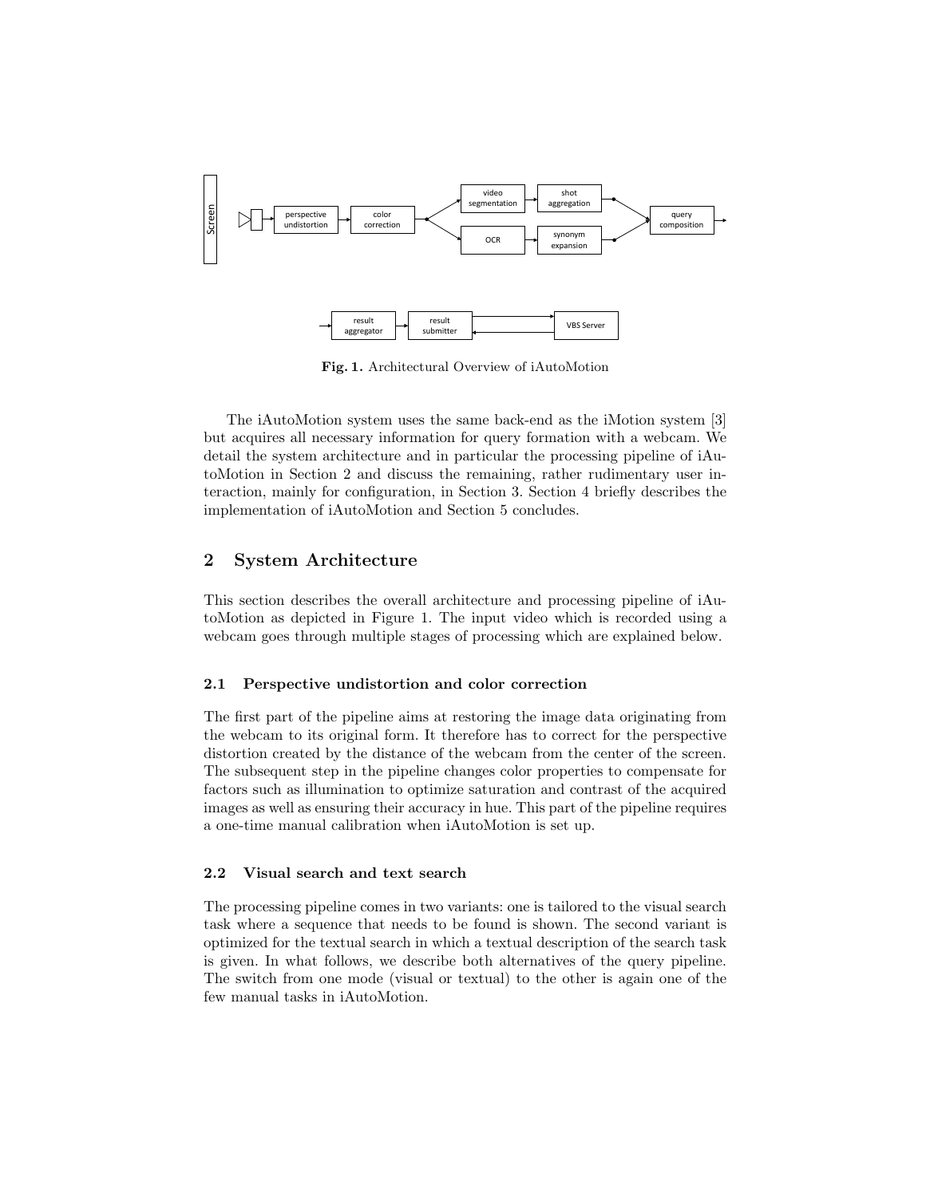**Fig. 1.** Architectural Overview of iAutoMotion

The iAutoMotion system uses the same back-end as the iMotion system [3] but acquires all necessary information for query formation with a webcam. We detail the system architecture and in particular the processing pipeline of iAutoMotion in Section 2 and discuss the remaining, rather rudimentary user interaction, mainly for configuration, in Section 3. Section 4 briefly describes the implementation of iAutoMotion and Section 5 concludes.

## 2 System Architecture

This section describes the overall architecture and processing pipeline of iAutoMotion as depicted in Figure 1. The input video which is recorded using a webcam goes through multiple stages of processing which are explained below.

### 2.1 Perspective undistortion and color correction

The first part of the pipeline aims at restoring the image data originating from the webcam to its original form. It therefore has to correct for the perspective distortion created by the distance of the webcam from the center of the screen. The subsequent step in the pipeline changes color properties to compensate for factors such as illumination to optimize saturation and contrast of the acquired images as well as ensuring their accuracy in hue. This part of the pipeline requires a one-time manual calibration when iAutoMotion is set up.

### 2.2 Visual search and text search

The processing pipeline comes in two variants: one is tailored to the visual search task where a sequence that needs to be found is shown. The second variant is optimized for the textual search in which a textual description of the search task is given. In what follows, we describe both alternatives of the query pipeline. The switch from one mode (visual or textual) to the other is again one of the few manual tasks in iAutoMotion.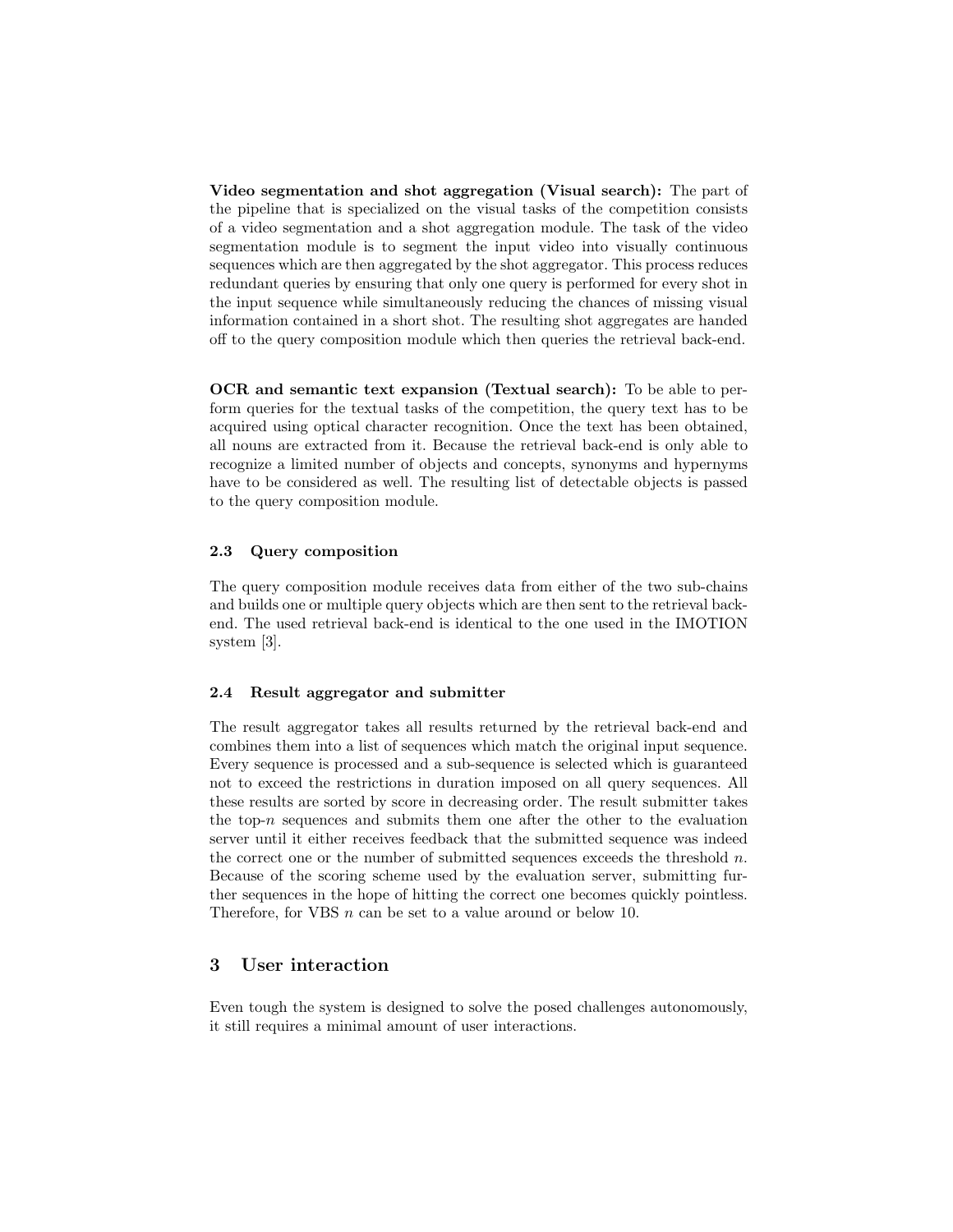**Video segmentation and shot aggregation (Visual search):** The part of the pipeline that is specialized on the visual tasks of the competition consists of a video segmentation and a shot aggregation module. The task of the video segmentation module is to segment the input video into visually continuous sequences which are then aggregated by the shot aggregator. This process reduces redundant queries by ensuring that only one query is performed for every shot in the input sequence while simultaneously reducing the chances of missing visual information contained in a short shot. The resulting shot aggregates are handed off to the query composition module which then queries the retrieval back-end.

**OCR and semantic text expansion (Textual search):** To be able to perform queries for the textual tasks of the competition, the query text has to be acquired using optical character recognition. Once the text has been obtained, all nouns are extracted from it. Because the retrieval back-end is only able to recognize a limited number of objects and concepts, synonyms and hypernyms have to be considered as well. The resulting list of detectable objects is passed to the query composition module.

### 2.3 Query composition

The query composition module receives data from either of the two sub-chains and builds one or multiple query objects which are then sent to the retrieval back-end. The used retrieval back-end is identical to the one used in the IMOTION system [3].

### 2.4 Result aggregator and submitter

The result aggregator takes all results returned by the retrieval back-end and combines them into a list of sequences which match the original input sequence. Every sequence is processed and a sub-sequence is selected which is guaranteed not to exceed the restrictions in duration imposed on all query sequences. All these results are sorted by score in decreasing order. The result submitter takes the top-$n$ sequences and submits them one after the other to the evaluation server until it either receives feedback that the submitted sequence was indeed the correct one or the number of submitted sequences exceeds the threshold $n$. Because of the scoring scheme used by the evaluation server, submitting further sequences in the hope of hitting the correct one becomes quickly pointless. Therefore, for VBS $n$ can be set to a value around or below 10.

## 3 User interaction

Even tough the system is designed to solve the posed challenges autonomously, it still requires a minimal amount of user interactions.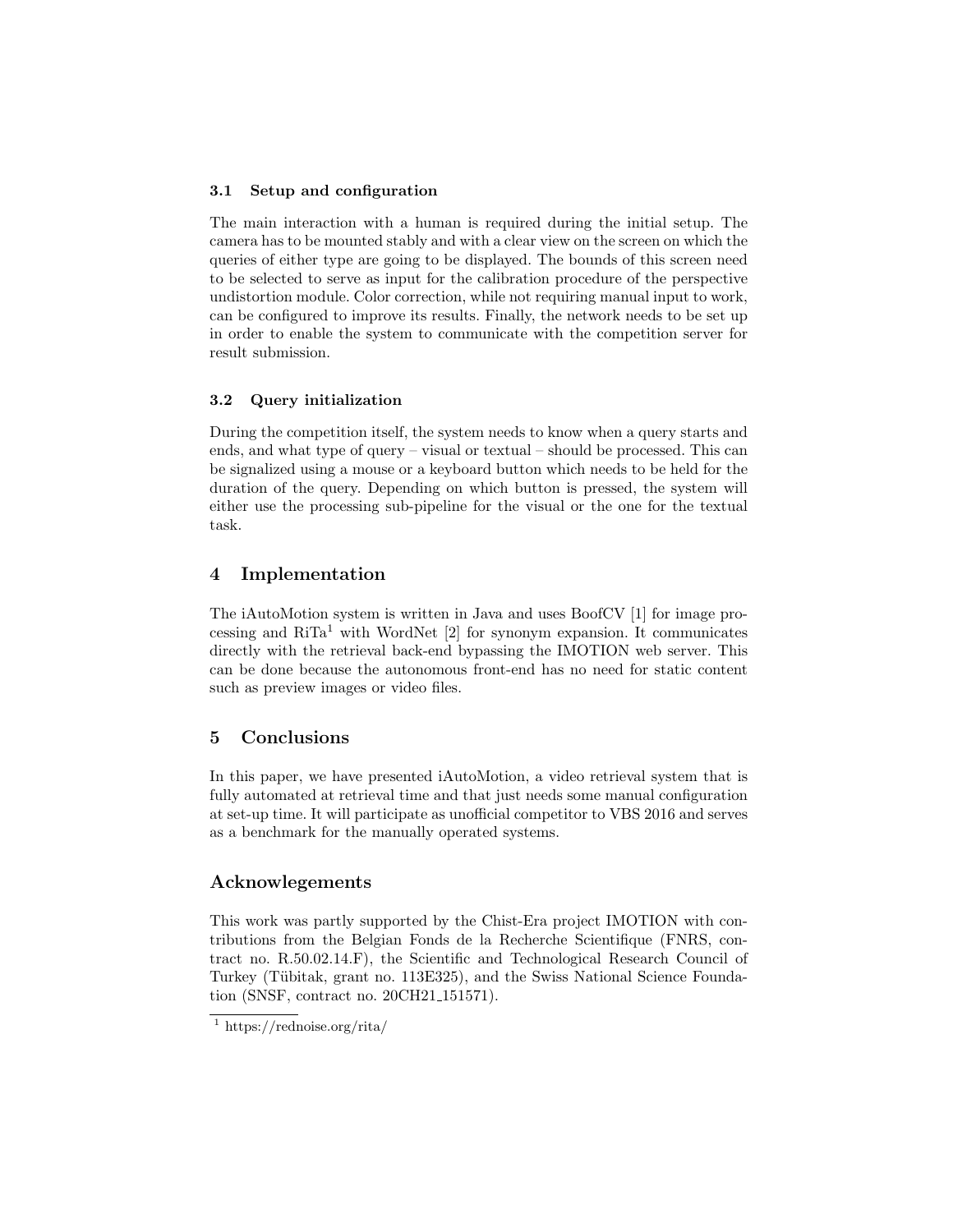### 3.1 Setup and configuration

The main interaction with a human is required during the initial setup. The camera has to be mounted stably and with a clear view on the screen on which the queries of either type are going to be displayed. The bounds of this screen need to be selected to serve as input for the calibration procedure of the perspective undistortion module. Color correction, while not requiring manual input to work, can be configured to improve its results. Finally, the network needs to be set up in order to enable the system to communicate with the competition server for result submission.

### 3.2 Query initialization

During the competition itself, the system needs to know when a query starts and ends, and what type of query – visual or textual – should be processed. This can be signalized using a mouse or a keyboard button which needs to be held for the duration of the query. Depending on which button is pressed, the system will either use the processing sub-pipeline for the visual or the one for the textual task.

## 4 Implementation

The iAutoMotion system is written in Java and uses BoofCV [1] for image processing and RiTa[1] with WordNet [2] for synonym expansion. It communicates directly with the retrieval back-end bypassing the IMOTION web server. This can be done because the autonomous front-end has no need for static content such as preview images or video files.

## 5 Conclusions

In this paper, we have presented iAutoMotion, a video retrieval system that is fully automated at retrieval time and that just needs some manual configuration at set-up time. It will participate as unofficial competitor to VBS 2016 and serves as a benchmark for the manually operated systems.

## Acknowlegements

This work was partly supported by the Chist-Era project IMOTION with contributions from the Belgian Fonds de la Recherche Scientifique (FNRS, contract no. R.50.02.14.F), the Scientific and Technological Research Council of Turkey (Tübitak, grant no. 113E325), and the Swiss National Science Foundation (SNSF, contract no. 20CH21_151571).

[1] https://rednoise.org/rita/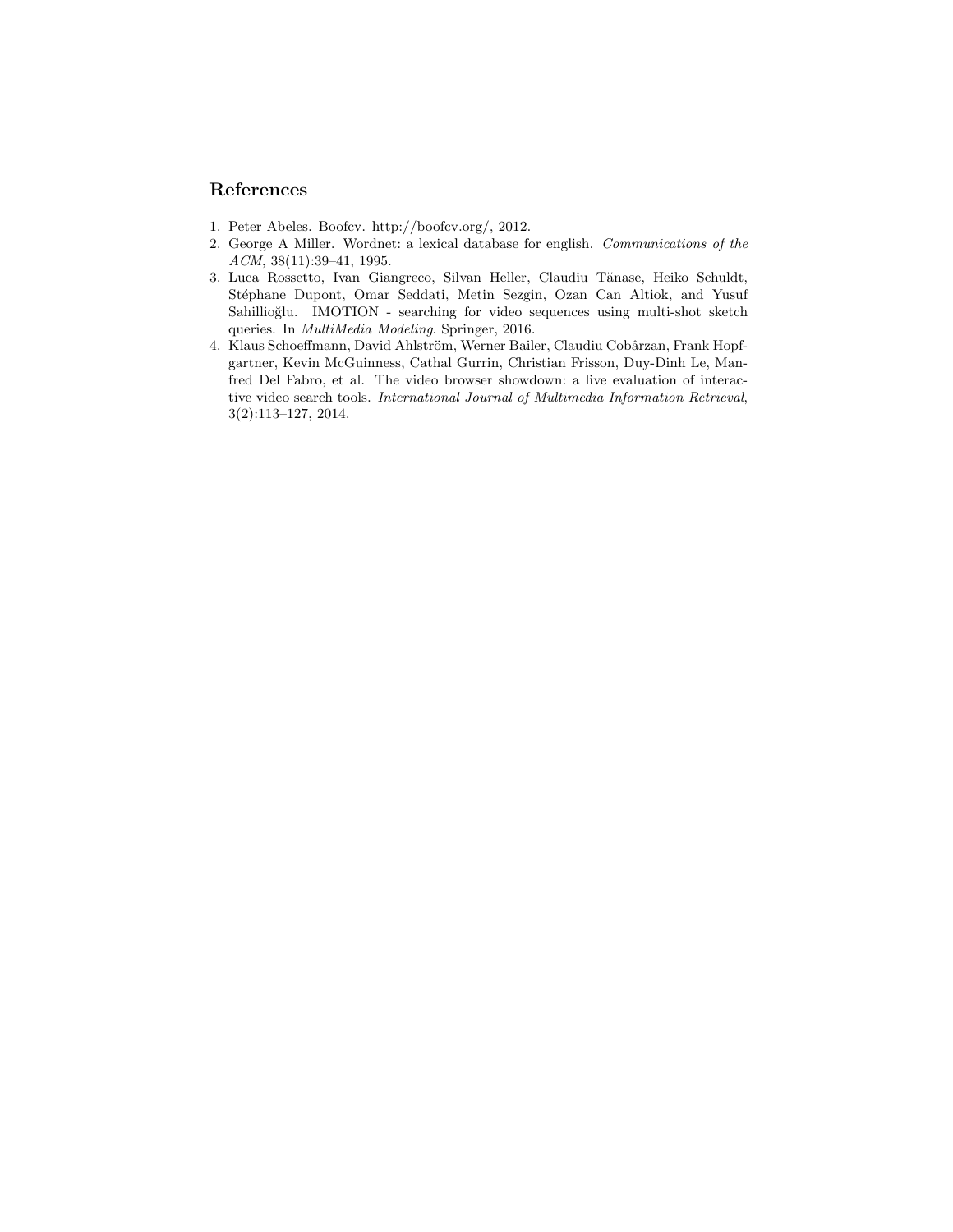## References

1. Peter Abeles. Boofcv. http://boofcv.org/, 2012.
2. George A Miller. Wordnet: a lexical database for english. *Communications of the ACM*, 38(11):39–41, 1995.
3. Luca Rossetto, Ivan Giangreco, Silvan Heller, Claudiu Tănase, Heiko Schuldt, Stéphane Dupont, Omar Seddati, Metin Sezgin, Ozan Can Altiok, and Yusuf Sahillioğlu. IMOTION - searching for video sequences using multi-shot sketch queries. In *MultiMedia Modeling*. Springer, 2016.
4. Klaus Schoeffmann, David Ahlström, Werner Bailer, Claudiu Cobârzan, Frank Hopfgartner, Kevin McGuinness, Cathal Gurrin, Christian Frisson, Duy-Dinh Le, Manfred Del Fabro, et al. The video browser showdown: a live evaluation of interactive video search tools. *International Journal of Multimedia Information Retrieval*, 3(2):113–127, 2014.